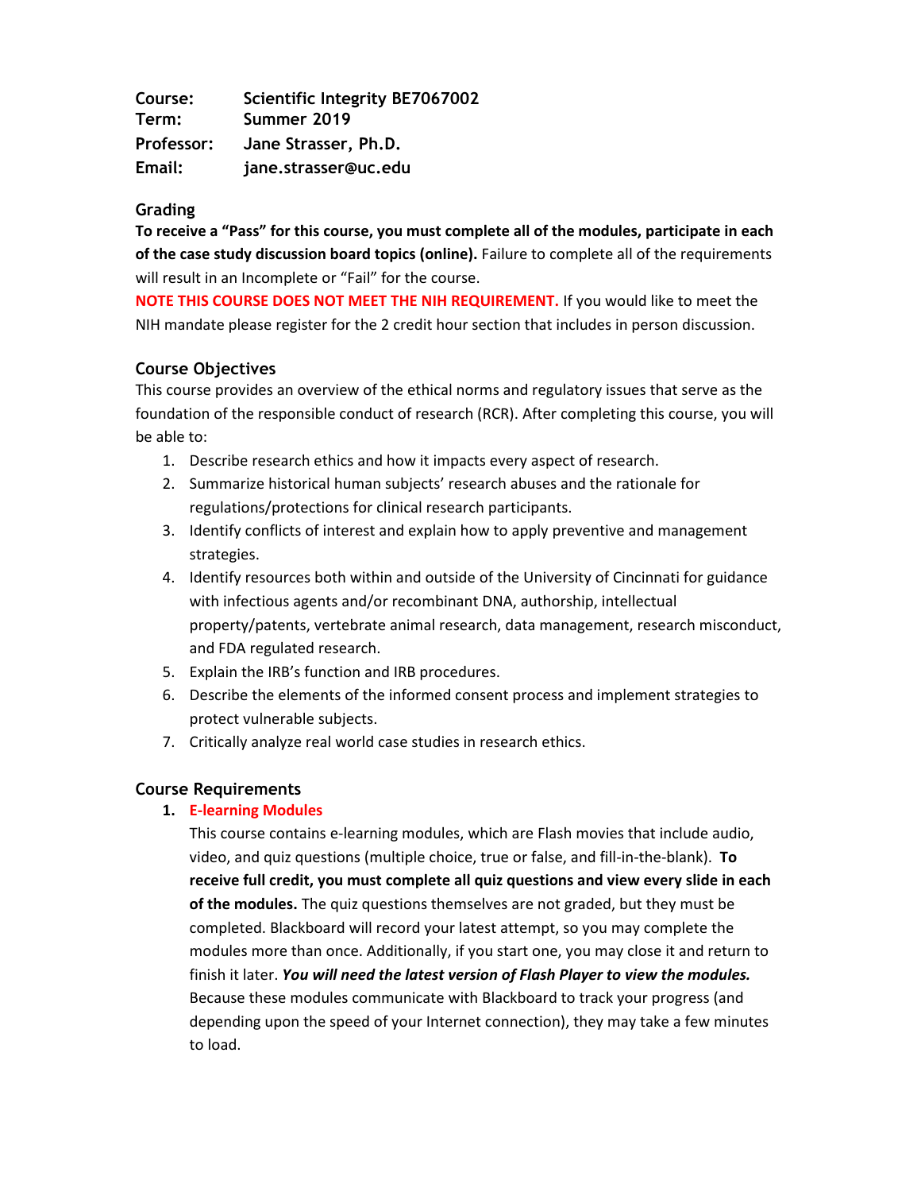**Course:** Scientific Integrity BE7067002
**Term:** Summer 2019
**Professor:** Jane Strasser, Ph.D.
**Email:** jane.strasser@uc.edu

## Grading

**To receive a "Pass" for this course, you must complete all of the modules, participate in each of the case study discussion board topics (online).** Failure to complete all of the requirements will result in an Incomplete or "Fail" for the course.

**NOTE THIS COURSE DOES NOT MEET THE NIH REQUIREMENT.** If you would like to meet the NIH mandate please register for the 2 credit hour section that includes in person discussion.

## Course Objectives

This course provides an overview of the ethical norms and regulatory issues that serve as the foundation of the responsible conduct of research (RCR). After completing this course, you will be able to:

1. Describe research ethics and how it impacts every aspect of research.
2. Summarize historical human subjects' research abuses and the rationale for regulations/protections for clinical research participants.
3. Identify conflicts of interest and explain how to apply preventive and management strategies.
4. Identify resources both within and outside of the University of Cincinnati for guidance with infectious agents and/or recombinant DNA, authorship, intellectual property/patents, vertebrate animal research, data management, research misconduct, and FDA regulated research.
5. Explain the IRB's function and IRB procedures.
6. Describe the elements of the informed consent process and implement strategies to protect vulnerable subjects.
7. Critically analyze real world case studies in research ethics.

## Course Requirements

1. **E-learning Modules**

   This course contains e-learning modules, which are Flash movies that include audio, video, and quiz questions (multiple choice, true or false, and fill-in-the-blank). **To receive full credit, you must complete all quiz questions and view every slide in each of the modules.** The quiz questions themselves are not graded, but they must be completed. Blackboard will record your latest attempt, so you may complete the modules more than once. Additionally, if you start one, you may close it and return to finish it later. ***You will need the latest version of Flash Player to view the modules.*** Because these modules communicate with Blackboard to track your progress (and depending upon the speed of your Internet connection), they may take a few minutes to load.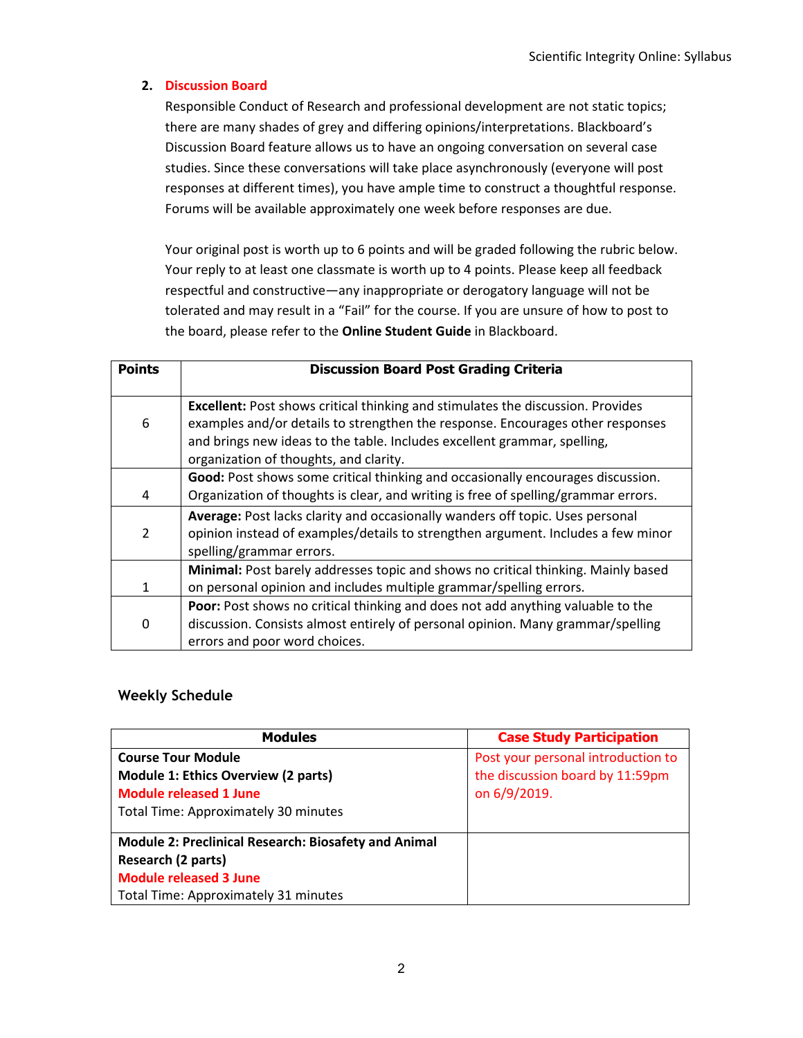2. **Discussion Board**

   Responsible Conduct of Research and professional development are not static topics; there are many shades of grey and differing opinions/interpretations. Blackboard's Discussion Board feature allows us to have an ongoing conversation on several case studies. Since these conversations will take place asynchronously (everyone will post responses at different times), you have ample time to construct a thoughtful response. Forums will be available approximately one week before responses are due.

   Your original post is worth up to 6 points and will be graded following the rubric below. Your reply to at least one classmate is worth up to 4 points. Please keep all feedback respectful and constructive—any inappropriate or derogatory language will not be tolerated and may result in a "Fail" for the course. If you are unsure of how to post to the board, please refer to the **Online Student Guide** in Blackboard.

| Points | Discussion Board Post Grading Criteria |
| --- | --- |
| 6 | **Excellent:** Post shows critical thinking and stimulates the discussion. Provides examples and/or details to strengthen the response. Encourages other responses and brings new ideas to the table. Includes excellent grammar, spelling, organization of thoughts, and clarity. |
| 4 | **Good:** Post shows some critical thinking and occasionally encourages discussion. Organization of thoughts is clear, and writing is free of spelling/grammar errors. |
| 2 | **Average:** Post lacks clarity and occasionally wanders off topic. Uses personal opinion instead of examples/details to strengthen argument. Includes a few minor spelling/grammar errors. |
| 1 | **Minimal:** Post barely addresses topic and shows no critical thinking. Mainly based on personal opinion and includes multiple grammar/spelling errors. |
| 0 | **Poor:** Post shows no critical thinking and does not add anything valuable to the discussion. Consists almost entirely of personal opinion. Many grammar/spelling errors and poor word choices. |

## Weekly Schedule

| Modules | Case Study Participation |
| --- | --- |
| **Course Tour Module**<br>**Module 1: Ethics Overview (2 parts)**<br>**Module released 1 June**<br>Total Time: Approximately 30 minutes | Post your personal introduction to the discussion board by 11:59pm on 6/9/2019. |
| **Module 2: Preclinical Research: Biosafety and Animal Research (2 parts)**<br>**Module released 3 June**<br>Total Time: Approximately 31 minutes | |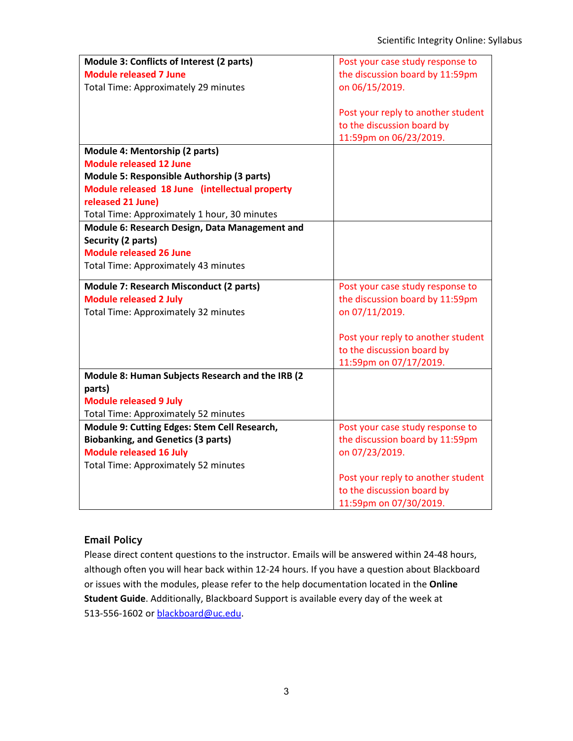| | |
|---|---|
| **Module 3: Conflicts of Interest (2 parts)**<br>**Module released 7 June**<br>Total Time: Approximately 29 minutes | Post your case study response to the discussion board by 11:59pm on 06/15/2019.<br><br>Post your reply to another student to the discussion board by 11:59pm on 06/23/2019. |
| **Module 4: Mentorship (2 parts)**<br>**Module released 12 June**<br>**Module 5: Responsible Authorship (3 parts)**<br>**Module released 18 June (intellectual property released 21 June)**<br>Total Time: Approximately 1 hour, 30 minutes | |
| **Module 6: Research Design, Data Management and Security (2 parts)**<br>**Module released 26 June**<br>Total Time: Approximately 43 minutes | |
| **Module 7: Research Misconduct (2 parts)**<br>**Module released 2 July**<br>Total Time: Approximately 32 minutes | Post your case study response to the discussion board by 11:59pm on 07/11/2019.<br><br>Post your reply to another student to the discussion board by 11:59pm on 07/17/2019. |
| **Module 8: Human Subjects Research and the IRB (2 parts)**<br>**Module released 9 July**<br>Total Time: Approximately 52 minutes | |
| **Module 9: Cutting Edges: Stem Cell Research, Biobanking, and Genetics (3 parts)**<br>**Module released 16 July**<br>Total Time: Approximately 52 minutes | Post your case study response to the discussion board by 11:59pm on 07/23/2019.<br><br>Post your reply to another student to the discussion board by 11:59pm on 07/30/2019. |

## Email Policy

Please direct content questions to the instructor. Emails will be answered within 24-48 hours, although often you will hear back within 12-24 hours. If you have a question about Blackboard or issues with the modules, please refer to the help documentation located in the **Online Student Guide**. Additionally, Blackboard Support is available every day of the week at 513-556-1602 or [blackboard@uc.edu](mailto:blackboard@uc.edu).